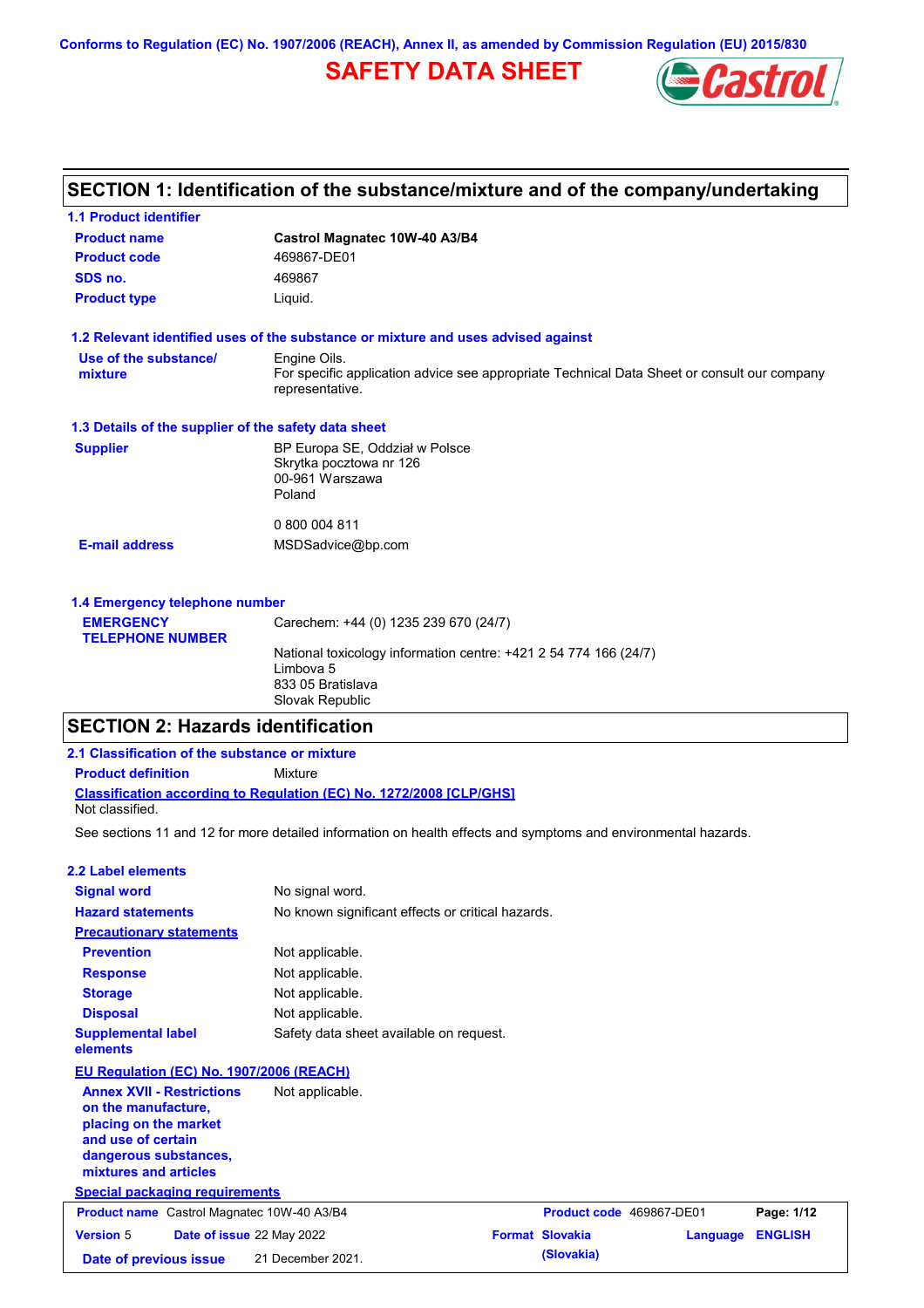Conforms to Regulation (EC) No. 1907/2006 (REACH), Annex II, as amended by Commission Regulation (EU) 2015/830

# SAFETY DATA SHEET

## SECTION 1: Identification of the substance/mixture and of the company/undertaking

### 1.1 Product identifier

| | |
|---|---|
| **Product name** | **Castrol Magnatec 10W-40 A3/B4** |
| **Product code** | 469867-DE01 |
| **SDS no.** | 469867 |
| **Product type** | Liquid. |

### 1.2 Relevant identified uses of the substance or mixture and uses advised against

**Use of the substance/ mixture**: Engine Oils.
For specific application advice see appropriate Technical Data Sheet or consult our company representative.

### 1.3 Details of the supplier of the safety data sheet

**Supplier**: BP Europa SE, Oddział w Polsce
Skrytka pocztowa nr 126
00-961 Warszawa
Poland

0 800 004 811

**E-mail address**: MSDSadvice@bp.com

### 1.4 Emergency telephone number

**EMERGENCY TELEPHONE NUMBER**: Carechem: +44 (0) 1235 239 670 (24/7)

National toxicology information centre: +421 2 54 774 166 (24/7)
Limbova 5
833 05 Bratislava
Slovak Republic

## SECTION 2: Hazards identification

### 2.1 Classification of the substance or mixture

**Product definition**: Mixture

**Classification according to Regulation (EC) No. 1272/2008 [CLP/GHS]**
Not classified.

See sections 11 and 12 for more detailed information on health effects and symptoms and environmental hazards.

### 2.2 Label elements

| | |
|---|---|
| **Signal word** | No signal word. |
| **Hazard statements** | No known significant effects or critical hazards. |

**Precautionary statements**

| | |
|---|---|
| **Prevention** | Not applicable. |
| **Response** | Not applicable. |
| **Storage** | Not applicable. |
| **Disposal** | Not applicable. |
| **Supplemental label elements** | Safety data sheet available on request. |

**EU Regulation (EC) No. 1907/2006 (REACH)**

**Annex XVII - Restrictions on the manufacture, placing on the market and use of certain dangerous substances, mixtures and articles**: Not applicable.

**Special packaging requirements**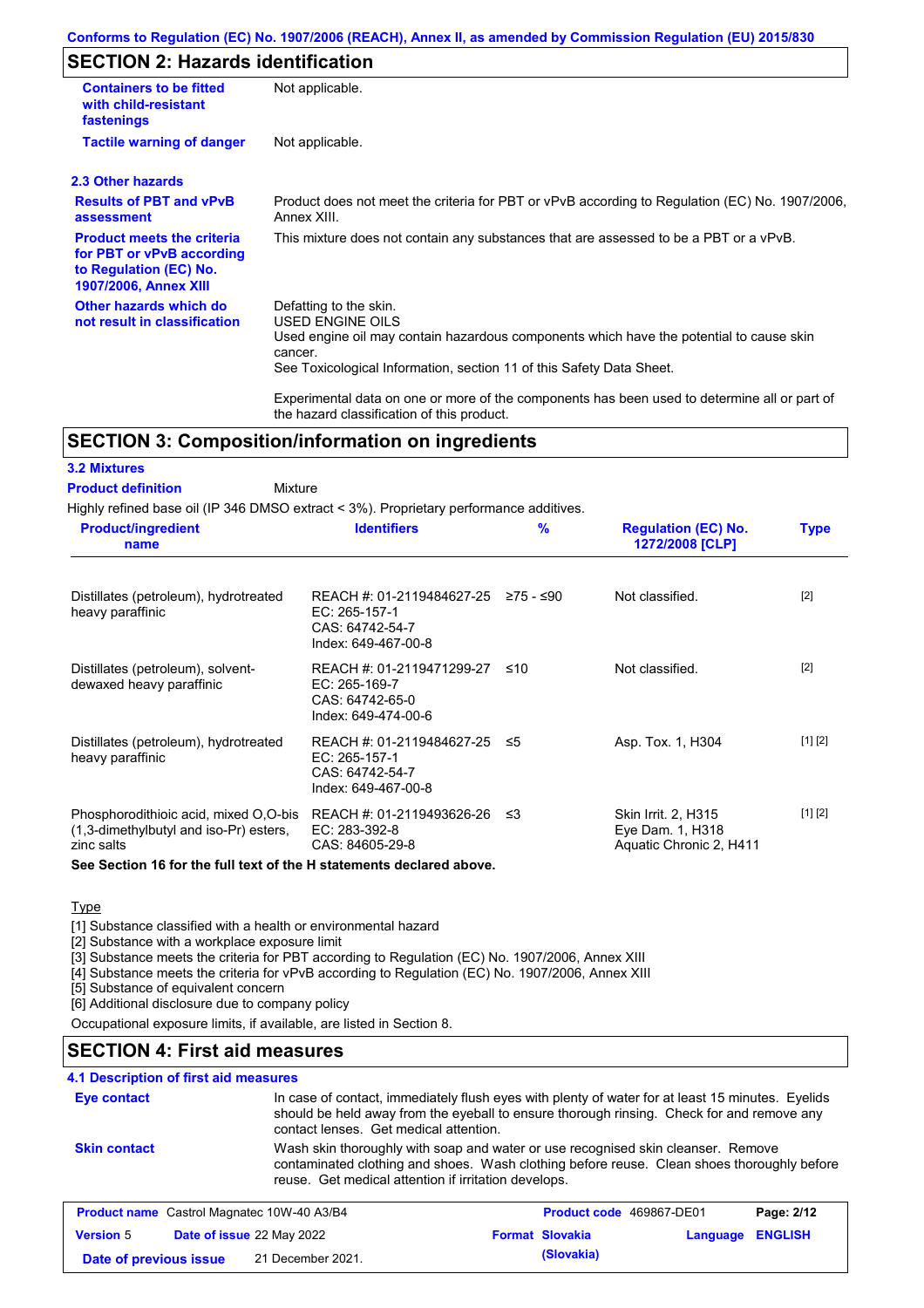## SECTION 2: Hazards identification

| | |
|---|---|
| **Containers to be fitted with child-resistant fastenings** | Not applicable. |
| **Tactile warning of danger** | Not applicable. |

### 2.3 Other hazards

| | |
|---|---|
| **Results of PBT and vPvB assessment** | Product does not meet the criteria for PBT or vPvB according to Regulation (EC) No. 1907/2006, Annex XIII. |
| **Product meets the criteria for PBT or vPvB according to Regulation (EC) No. 1907/2006, Annex XIII** | This mixture does not contain any substances that are assessed to be a PBT or a vPvB. |
| **Other hazards which do not result in classification** | Defatting to the skin.<br>USED ENGINE OILS<br>Used engine oil may contain hazardous components which have the potential to cause skin cancer.<br>See Toxicological Information, section 11 of this Safety Data Sheet.<br><br>Experimental data on one or more of the components has been used to determine all or part of the hazard classification of this product. |

## SECTION 3: Composition/information on ingredients

### 3.2 Mixtures

**Product definition** Mixture

Highly refined base oil (IP 346 DMSO extract < 3%). Proprietary performance additives.

| Product/ingredient name | Identifiers | % | Regulation (EC) No. 1272/2008 [CLP] | Type |
|---|---|---|---|---|
| Distillates (petroleum), hydrotreated heavy paraffinic | REACH #: 01-2119484627-25<br>EC: 265-157-1<br>CAS: 64742-54-7<br>Index: 649-467-00-8 | ≥75 - ≤90 | Not classified. | [2] |
| Distillates (petroleum), solvent-dewaxed heavy paraffinic | REACH #: 01-2119471299-27<br>EC: 265-169-7<br>CAS: 64742-65-0<br>Index: 649-474-00-6 | ≤10 | Not classified. | [2] |
| Distillates (petroleum), hydrotreated heavy paraffinic | REACH #: 01-2119484627-25<br>EC: 265-157-1<br>CAS: 64742-54-7<br>Index: 649-467-00-8 | ≤5 | Asp. Tox. 1, H304 | [1] [2] |
| Phosphorodithioic acid, mixed O,O-bis (1,3-dimethylbutyl and iso-Pr) esters, zinc salts | REACH #: 01-2119493626-26<br>EC: 283-392-8<br>CAS: 84605-29-8 | ≤3 | Skin Irrit. 2, H315<br>Eye Dam. 1, H318<br>Aquatic Chronic 2, H411 | [1] [2] |

**See Section 16 for the full text of the H statements declared above.**

Type

[1] Substance classified with a health or environmental hazard
[2] Substance with a workplace exposure limit
[3] Substance meets the criteria for PBT according to Regulation (EC) No. 1907/2006, Annex XIII
[4] Substance meets the criteria for vPvB according to Regulation (EC) No. 1907/2006, Annex XIII
[5] Substance of equivalent concern
[6] Additional disclosure due to company policy

Occupational exposure limits, if available, are listed in Section 8.

## SECTION 4: First aid measures

### 4.1 Description of first aid measures

| | |
|---|---|
| **Eye contact** | In case of contact, immediately flush eyes with plenty of water for at least 15 minutes. Eyelids should be held away from the eyeball to ensure thorough rinsing. Check for and remove any contact lenses. Get medical attention. |
| **Skin contact** | Wash skin thoroughly with soap and water or use recognised skin cleanser. Remove contaminated clothing and shoes. Wash clothing before reuse. Clean shoes thoroughly before reuse. Get medical attention if irritation develops. |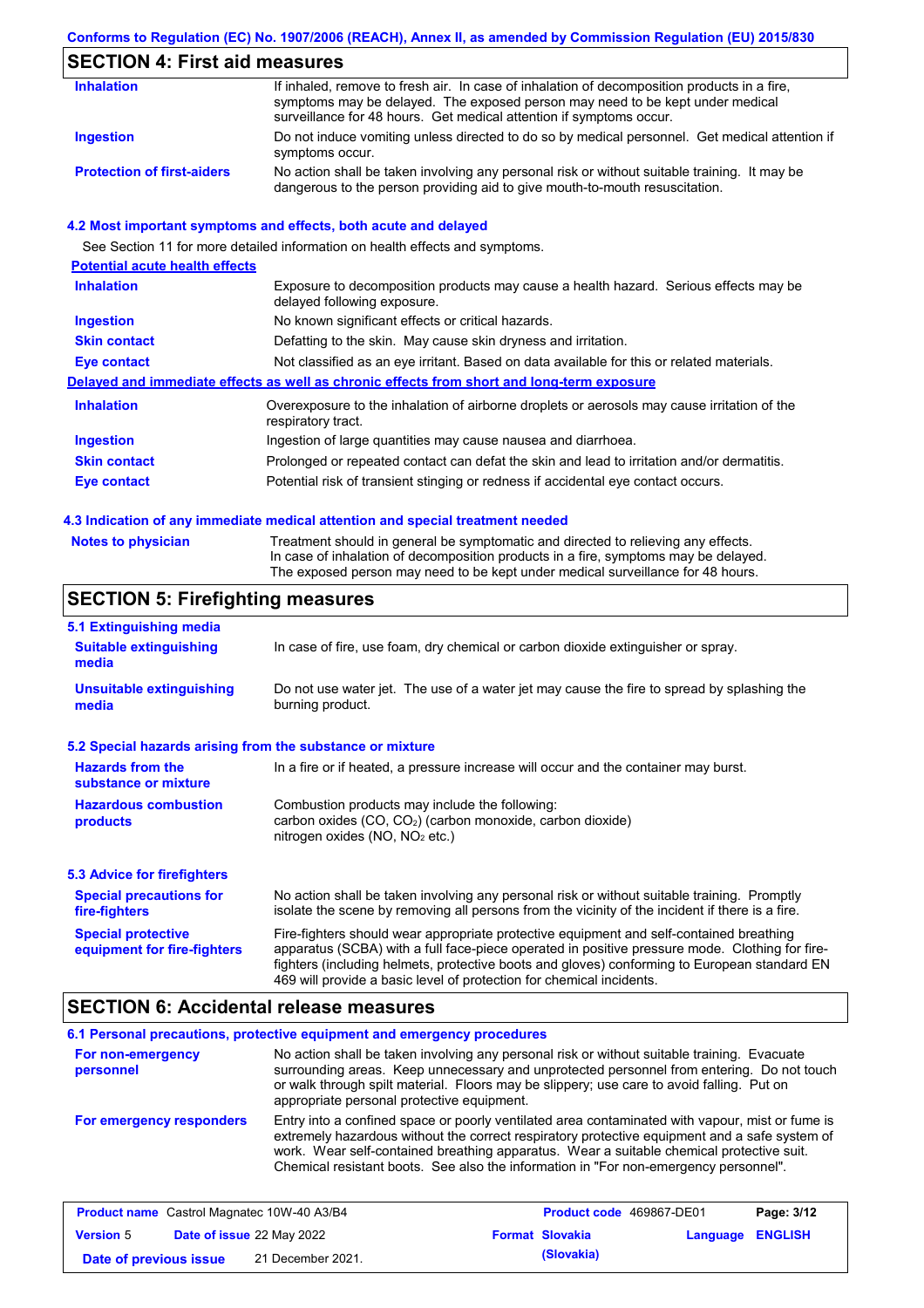## SECTION 4: First aid measures

| | |
|---|---|
| **Inhalation** | If inhaled, remove to fresh air. In case of inhalation of decomposition products in a fire, symptoms may be delayed. The exposed person may need to be kept under medical surveillance for 48 hours. Get medical attention if symptoms occur. |
| **Ingestion** | Do not induce vomiting unless directed to do so by medical personnel. Get medical attention if symptoms occur. |
| **Protection of first-aiders** | No action shall be taken involving any personal risk or without suitable training. It may be dangerous to the person providing aid to give mouth-to-mouth resuscitation. |

### 4.2 Most important symptoms and effects, both acute and delayed

See Section 11 for more detailed information on health effects and symptoms.

**Potential acute health effects**

| | |
|---|---|
| **Inhalation** | Exposure to decomposition products may cause a health hazard. Serious effects may be delayed following exposure. |
| **Ingestion** | No known significant effects or critical hazards. |
| **Skin contact** | Defatting to the skin. May cause skin dryness and irritation. |
| **Eye contact** | Not classified as an eye irritant. Based on data available for this or related materials. |

**Delayed and immediate effects as well as chronic effects from short and long-term exposure**

| | |
|---|---|
| **Inhalation** | Overexposure to the inhalation of airborne droplets or aerosols may cause irritation of the respiratory tract. |
| **Ingestion** | Ingestion of large quantities may cause nausea and diarrhoea. |
| **Skin contact** | Prolonged or repeated contact can defat the skin and lead to irritation and/or dermatitis. |
| **Eye contact** | Potential risk of transient stinging or redness if accidental eye contact occurs. |

### 4.3 Indication of any immediate medical attention and special treatment needed

| | |
|---|---|
| **Notes to physician** | Treatment should in general be symptomatic and directed to relieving any effects. In case of inhalation of decomposition products in a fire, symptoms may be delayed. The exposed person may need to be kept under medical surveillance for 48 hours. |

## SECTION 5: Firefighting measures

### 5.1 Extinguishing media

| | |
|---|---|
| **Suitable extinguishing media** | In case of fire, use foam, dry chemical or carbon dioxide extinguisher or spray. |
| **Unsuitable extinguishing media** | Do not use water jet. The use of a water jet may cause the fire to spread by splashing the burning product. |

### 5.2 Special hazards arising from the substance or mixture

| | |
|---|---|
| **Hazards from the substance or mixture** | In a fire or if heated, a pressure increase will occur and the container may burst. |
| **Hazardous combustion products** | Combustion products may include the following: carbon oxides (CO, $CO_2$) (carbon monoxide, carbon dioxide) nitrogen oxides (NO, $NO_2$ etc.) |

### 5.3 Advice for firefighters

| | |
|---|---|
| **Special precautions for fire-fighters** | No action shall be taken involving any personal risk or without suitable training. Promptly isolate the scene by removing all persons from the vicinity of the incident if there is a fire. |
| **Special protective equipment for fire-fighters** | Fire-fighters should wear appropriate protective equipment and self-contained breathing apparatus (SCBA) with a full face-piece operated in positive pressure mode. Clothing for fire-fighters (including helmets, protective boots and gloves) conforming to European standard EN 469 will provide a basic level of protection for chemical incidents. |

## SECTION 6: Accidental release measures

### 6.1 Personal precautions, protective equipment and emergency procedures

| | |
|---|---|
| **For non-emergency personnel** | No action shall be taken involving any personal risk or without suitable training. Evacuate surrounding areas. Keep unnecessary and unprotected personnel from entering. Do not touch or walk through spilt material. Floors may be slippery; use care to avoid falling. Put on appropriate personal protective equipment. |
| **For emergency responders** | Entry into a confined space or poorly ventilated area contaminated with vapour, mist or fume is extremely hazardous without the correct respiratory protective equipment and a safe system of work. Wear self-contained breathing apparatus. Wear a suitable chemical protective suit. Chemical resistant boots. See also the information in "For non-emergency personnel". |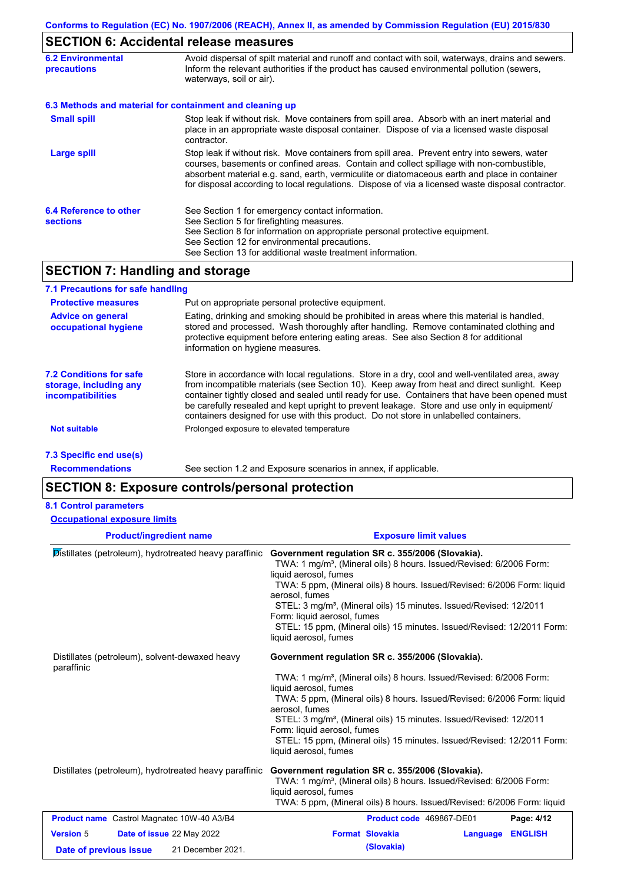## SECTION 6: Accidental release measures

| | |
|---|---|
| **6.2 Environmental precautions** | Avoid dispersal of spilt material and runoff and contact with soil, waterways, drains and sewers. Inform the relevant authorities if the product has caused environmental pollution (sewers, waterways, soil or air). |

**6.3 Methods and material for containment and cleaning up**

| | |
|---|---|
| **Small spill** | Stop leak if without risk. Move containers from spill area. Absorb with an inert material and place in an appropriate waste disposal container. Dispose of via a licensed waste disposal contractor. |
| **Large spill** | Stop leak if without risk. Move containers from spill area. Prevent entry into sewers, water courses, basements or confined areas. Contain and collect spillage with non-combustible, absorbent material e.g. sand, earth, vermiculite or diatomaceous earth and place in container for disposal according to local regulations. Dispose of via a licensed waste disposal contractor. |
| **6.4 Reference to other sections** | See Section 1 for emergency contact information.<br>See Section 5 for firefighting measures.<br>See Section 8 for information on appropriate personal protective equipment.<br>See Section 12 for environmental precautions.<br>See Section 13 for additional waste treatment information. |

## SECTION 7: Handling and storage

**7.1 Precautions for safe handling**

| | |
|---|---|
| **Protective measures** | Put on appropriate personal protective equipment. |
| **Advice on general occupational hygiene** | Eating, drinking and smoking should be prohibited in areas where this material is handled, stored and processed. Wash thoroughly after handling. Remove contaminated clothing and protective equipment before entering eating areas. See also Section 8 for additional information on hygiene measures. |
| **7.2 Conditions for safe storage, including any incompatibilities** | Store in accordance with local regulations. Store in a dry, cool and well-ventilated area, away from incompatible materials (see Section 10). Keep away from heat and direct sunlight. Keep container tightly closed and sealed until ready for use. Containers that have been opened must be carefully resealed and kept upright to prevent leakage. Store and use only in equipment/ containers designed for use with this product. Do not store in unlabelled containers. |
| **Not suitable** | Prolonged exposure to elevated temperature |

**7.3 Specific end use(s)**

| | |
|---|---|
| **Recommendations** | See section 1.2 and Exposure scenarios in annex, if applicable. |

## SECTION 8: Exposure controls/personal protection

**8.1 Control parameters**

**Occupational exposure limits**

| Product/ingredient name | Exposure limit values |
|---|---|
| Distillates (petroleum), hydrotreated heavy paraffinic | **Government regulation SR c. 355/2006 (Slovakia).**<br>TWA: 1 mg/m³, (Mineral oils) 8 hours. Issued/Revised: 6/2006 Form: liquid aerosol, fumes<br>TWA: 5 ppm, (Mineral oils) 8 hours. Issued/Revised: 6/2006 Form: liquid aerosol, fumes<br>STEL: 3 mg/m³, (Mineral oils) 15 minutes. Issued/Revised: 12/2011 Form: liquid aerosol, fumes<br>STEL: 15 ppm, (Mineral oils) 15 minutes. Issued/Revised: 12/2011 Form: liquid aerosol, fumes |
| Distillates (petroleum), solvent-dewaxed heavy paraffinic | **Government regulation SR c. 355/2006 (Slovakia).**<br>TWA: 1 mg/m³, (Mineral oils) 8 hours. Issued/Revised: 6/2006 Form: liquid aerosol, fumes<br>TWA: 5 ppm, (Mineral oils) 8 hours. Issued/Revised: 6/2006 Form: liquid aerosol, fumes<br>STEL: 3 mg/m³, (Mineral oils) 15 minutes. Issued/Revised: 12/2011 Form: liquid aerosol, fumes<br>STEL: 15 ppm, (Mineral oils) 15 minutes. Issued/Revised: 12/2011 Form: liquid aerosol, fumes |
| Distillates (petroleum), hydrotreated heavy paraffinic | **Government regulation SR c. 355/2006 (Slovakia).**<br>TWA: 1 mg/m³, (Mineral oils) 8 hours. Issued/Revised: 6/2006 Form: liquid aerosol, fumes<br>TWA: 5 ppm, (Mineral oils) 8 hours. Issued/Revised: 6/2006 Form: liquid |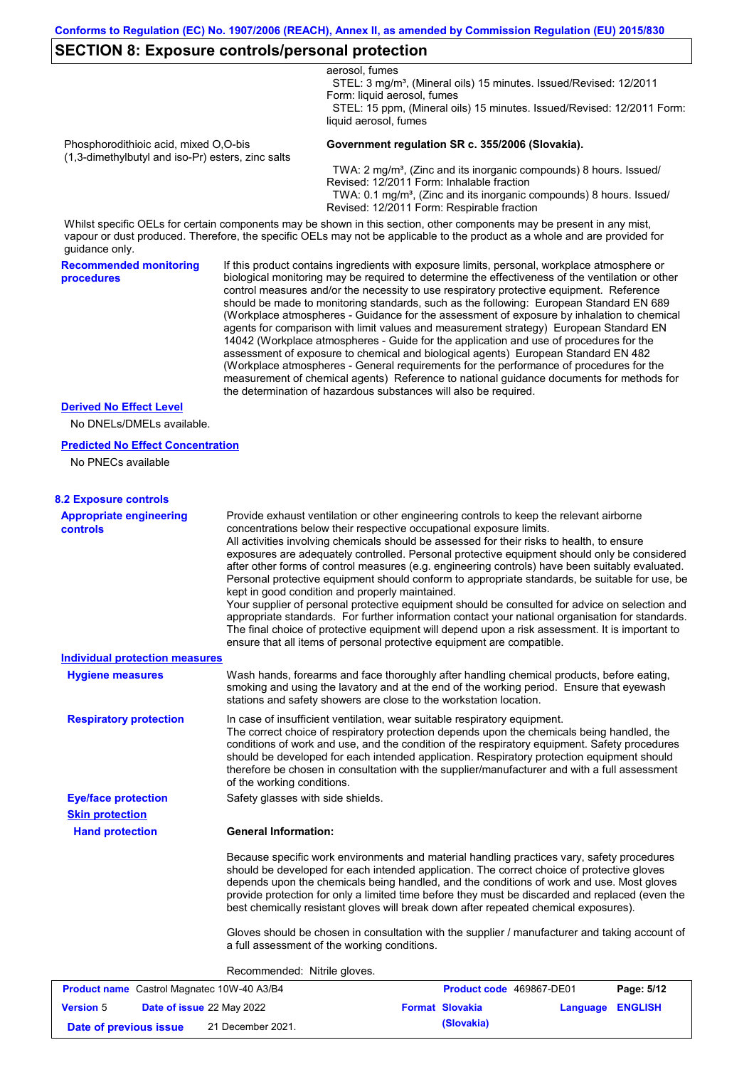## SECTION 8: Exposure controls/personal protection

| | |
|---|---|
| | aerosol, fumes<br>STEL: 3 mg/m³, (Mineral oils) 15 minutes. Issued/Revised: 12/2011 Form: liquid aerosol, fumes<br>STEL: 15 ppm, (Mineral oils) 15 minutes. Issued/Revised: 12/2011 Form: liquid aerosol, fumes |
| Phosphorodithioic acid, mixed O,O-bis (1,3-dimethylbutyl and iso-Pr) esters, zinc salts | **Government regulation SR c. 355/2006 (Slovakia).**<br>TWA: 2 mg/m³, (Zinc and its inorganic compounds) 8 hours. Issued/Revised: 12/2011 Form: Inhalable fraction<br>TWA: 0.1 mg/m³, (Zinc and its inorganic compounds) 8 hours. Issued/Revised: 12/2011 Form: Respirable fraction |

Whilst specific OELs for certain components may be shown in this section, other components may be present in any mist, vapour or dust produced. Therefore, the specific OELs may not be applicable to the product as a whole and are provided for guidance only.

**Recommended monitoring procedures**

If this product contains ingredients with exposure limits, personal, workplace atmosphere or biological monitoring may be required to determine the effectiveness of the ventilation or other control measures and/or the necessity to use respiratory protective equipment. Reference should be made to monitoring standards, such as the following: European Standard EN 689 (Workplace atmospheres - Guidance for the assessment of exposure by inhalation to chemical agents for comparison with limit values and measurement strategy) European Standard EN 14042 (Workplace atmospheres - Guide for the application and use of procedures for the assessment of exposure to chemical and biological agents) European Standard EN 482 (Workplace atmospheres - General requirements for the performance of procedures for the measurement of chemical agents) Reference to national guidance documents for methods for the determination of hazardous substances will also be required.

**Derived No Effect Level**

No DNELs/DMELs available.

**Predicted No Effect Concentration**

No PNECs available

### 8.2 Exposure controls

**Appropriate engineering controls**

Provide exhaust ventilation or other engineering controls to keep the relevant airborne concentrations below their respective occupational exposure limits.
All activities involving chemicals should be assessed for their risks to health, to ensure exposures are adequately controlled. Personal protective equipment should only be considered after other forms of control measures (e.g. engineering controls) have been suitably evaluated. Personal protective equipment should conform to appropriate standards, be suitable for use, be kept in good condition and properly maintained.
Your supplier of personal protective equipment should be consulted for advice on selection and appropriate standards. For further information contact your national organisation for standards.
The final choice of protective equipment will depend upon a risk assessment. It is important to ensure that all items of personal protective equipment are compatible.

**Individual protection measures**

**Hygiene measures**

Wash hands, forearms and face thoroughly after handling chemical products, before eating, smoking and using the lavatory and at the end of the working period. Ensure that eyewash stations and safety showers are close to the workstation location.

**Respiratory protection**

In case of insufficient ventilation, wear suitable respiratory equipment.
The correct choice of respiratory protection depends upon the chemicals being handled, the conditions of work and use, and the condition of the respiratory equipment. Safety procedures should be developed for each intended application. Respiratory protection equipment should therefore be chosen in consultation with the supplier/manufacturer and with a full assessment of the working conditions.

**Eye/face protection**

Safety glasses with side shields.

**Skin protection**

**Hand protection**

**General Information:**

Because specific work environments and material handling practices vary, safety procedures should be developed for each intended application. The correct choice of protective gloves depends upon the chemicals being handled, and the conditions of work and use. Most gloves provide protection for only a limited time before they must be discarded and replaced (even the best chemically resistant gloves will break down after repeated chemical exposures).

Gloves should be chosen in consultation with the supplier / manufacturer and taking account of a full assessment of the working conditions.

Recommended: Nitrile gloves.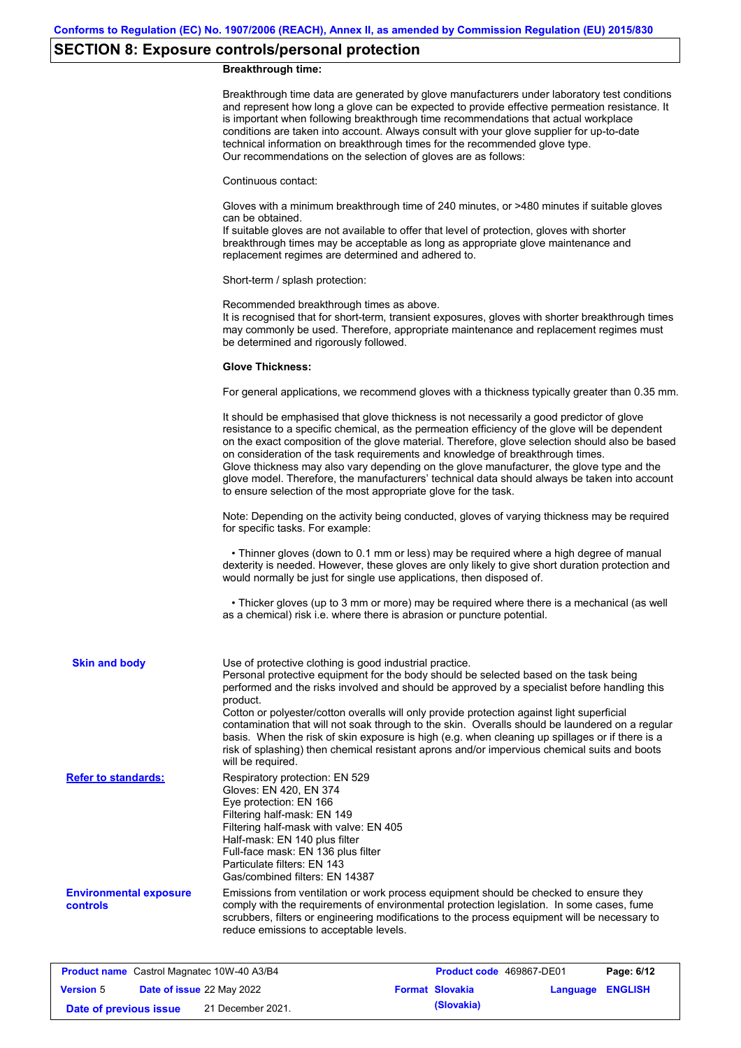## SECTION 8: Exposure controls/personal protection

**Breakthrough time:**

Breakthrough time data are generated by glove manufacturers under laboratory test conditions and represent how long a glove can be expected to provide effective permeation resistance. It is important when following breakthrough time recommendations that actual workplace conditions are taken into account. Always consult with your glove supplier for up-to-date technical information on breakthrough times for the recommended glove type.
Our recommendations on the selection of gloves are as follows:

Continuous contact:

Gloves with a minimum breakthrough time of 240 minutes, or >480 minutes if suitable gloves can be obtained.
If suitable gloves are not available to offer that level of protection, gloves with shorter breakthrough times may be acceptable as long as appropriate glove maintenance and replacement regimes are determined and adhered to.

Short-term / splash protection:

Recommended breakthrough times as above.
It is recognised that for short-term, transient exposures, gloves with shorter breakthrough times may commonly be used. Therefore, appropriate maintenance and replacement regimes must be determined and rigorously followed.

**Glove Thickness:**

For general applications, we recommend gloves with a thickness typically greater than 0.35 mm.

It should be emphasised that glove thickness is not necessarily a good predictor of glove resistance to a specific chemical, as the permeation efficiency of the glove will be dependent on the exact composition of the glove material. Therefore, glove selection should also be based on consideration of the task requirements and knowledge of breakthrough times.
Glove thickness may also vary depending on the glove manufacturer, the glove type and the glove model. Therefore, the manufacturers' technical data should always be taken into account to ensure selection of the most appropriate glove for the task.

Note: Depending on the activity being conducted, gloves of varying thickness may be required for specific tasks. For example:

• Thinner gloves (down to 0.1 mm or less) may be required where a high degree of manual dexterity is needed. However, these gloves are only likely to give short duration protection and would normally be just for single use applications, then disposed of.

• Thicker gloves (up to 3 mm or more) may be required where there is a mechanical (as well as a chemical) risk i.e. where there is abrasion or puncture potential.

**Skin and body**

Use of protective clothing is good industrial practice.
Personal protective equipment for the body should be selected based on the task being performed and the risks involved and should be approved by a specialist before handling this product.
Cotton or polyester/cotton overalls will only provide protection against light superficial contamination that will not soak through to the skin. Overalls should be laundered on a regular basis. When the risk of skin exposure is high (e.g. when cleaning up spillages or if there is a risk of splashing) then chemical resistant aprons and/or impervious chemical suits and boots will be required.

**Refer to standards:**

Respiratory protection: EN 529
Gloves: EN 420, EN 374
Eye protection: EN 166
Filtering half-mask: EN 149
Filtering half-mask with valve: EN 405
Half-mask: EN 140 plus filter
Full-face mask: EN 136 plus filter
Particulate filters: EN 143
Gas/combined filters: EN 14387

**Environmental exposure controls**

Emissions from ventilation or work process equipment should be checked to ensure they comply with the requirements of environmental protection legislation. In some cases, fume scrubbers, filters or engineering modifications to the process equipment will be necessary to reduce emissions to acceptable levels.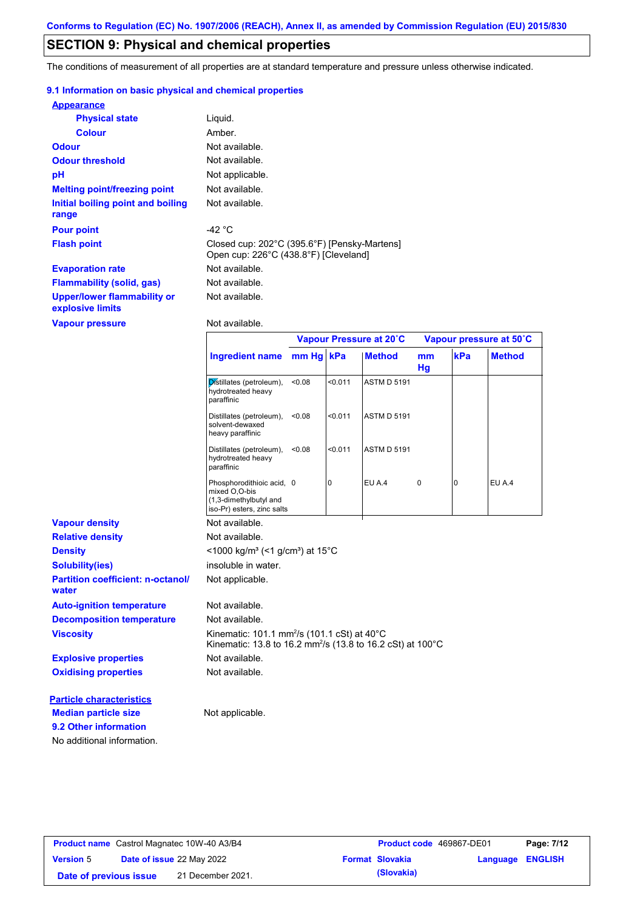Conforms to Regulation (EC) No. 1907/2006 (REACH), Annex II, as amended by Commission Regulation (EU) 2015/830

# SECTION 9: Physical and chemical properties

The conditions of measurement of all properties are at standard temperature and pressure unless otherwise indicated.

## 9.1 Information on basic physical and chemical properties

**Appearance**

| | |
|---|---|
| **Physical state** | Liquid. |
| **Colour** | Amber. |
| **Odour** | Not available. |
| **Odour threshold** | Not available. |
| **pH** | Not applicable. |
| **Melting point/freezing point** | Not available. |
| **Initial boiling point and boiling range** | Not available. |
| **Pour point** | -42 °C |
| **Flash point** | Closed cup: 202°C (395.6°F) [Pensky-Martens]<br>Open cup: 226°C (438.8°F) [Cleveland] |
| **Evaporation rate** | Not available. |
| **Flammability (solid, gas)** | Not available. |
| **Upper/lower flammability or explosive limits** | Not available. |
| **Vapour pressure** | Not available. |

| | Vapour Pressure at 20˚C | | | Vapour pressure at 50˚C | | |
|---|---|---|---|---|---|---|
| **Ingredient name** | **mm Hg** | **kPa** | **Method** | **mm Hg** | **kPa** | **Method** |
| Distillates (petroleum), hydrotreated heavy paraffinic | <0.08 | <0.011 | ASTM D 5191 | | | |
| Distillates (petroleum), solvent-dewaxed heavy paraffinic | <0.08 | <0.011 | ASTM D 5191 | | | |
| Distillates (petroleum), hydrotreated heavy paraffinic | <0.08 | <0.011 | ASTM D 5191 | | | |
| Phosphorodithioic acid, mixed O,O-bis (1,3-dimethylbutyl and iso-Pr) esters, zinc salts | 0 | 0 | EU A.4 | 0 | 0 | EU A.4 |

| | |
|---|---|
| **Vapour density** | Not available. |
| **Relative density** | Not available. |
| **Density** | <1000 kg/m³ (<1 g/cm³) at 15°C |
| **Solubility(ies)** | insoluble in water. |
| **Partition coefficient: n-octanol/water** | Not applicable. |
| **Auto-ignition temperature** | Not available. |
| **Decomposition temperature** | Not available. |
| **Viscosity** | Kinematic: 101.1 mm²/s (101.1 cSt) at 40°C<br>Kinematic: 13.8 to 16.2 mm²/s (13.8 to 16.2 cSt) at 100°C |
| **Explosive properties** | Not available. |
| **Oxidising properties** | Not available. |

**Particle characteristics**

| | |
|---|---|
| **Median particle size** | Not applicable. |

## 9.2 Other information

No additional information.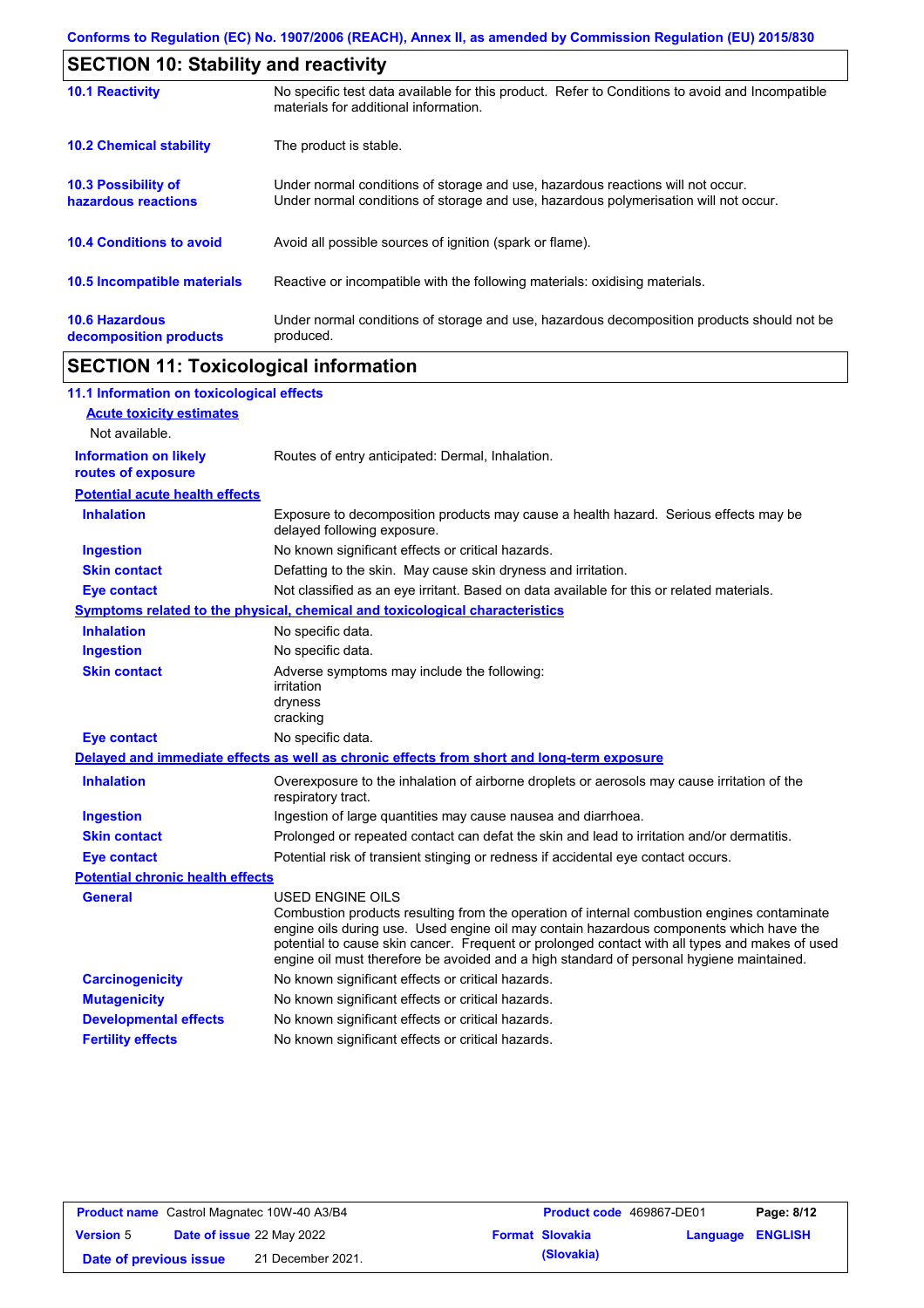## SECTION 10: Stability and reactivity

| | |
|---|---|
| **10.1 Reactivity** | No specific test data available for this product. Refer to Conditions to avoid and Incompatible materials for additional information. |
| **10.2 Chemical stability** | The product is stable. |
| **10.3 Possibility of hazardous reactions** | Under normal conditions of storage and use, hazardous reactions will not occur. Under normal conditions of storage and use, hazardous polymerisation will not occur. |
| **10.4 Conditions to avoid** | Avoid all possible sources of ignition (spark or flame). |
| **10.5 Incompatible materials** | Reactive or incompatible with the following materials: oxidising materials. |
| **10.6 Hazardous decomposition products** | Under normal conditions of storage and use, hazardous decomposition products should not be produced. |

## SECTION 11: Toxicological information

### 11.1 Information on toxicological effects

**Acute toxicity estimates**

Not available.

**Information on likely routes of exposure**: Routes of entry anticipated: Dermal, Inhalation.

**Potential acute health effects**

| | |
|---|---|
| **Inhalation** | Exposure to decomposition products may cause a health hazard. Serious effects may be delayed following exposure. |
| **Ingestion** | No known significant effects or critical hazards. |
| **Skin contact** | Defatting to the skin. May cause skin dryness and irritation. |
| **Eye contact** | Not classified as an eye irritant. Based on data available for this or related materials. |

**Symptoms related to the physical, chemical and toxicological characteristics**

| | |
|---|---|
| **Inhalation** | No specific data. |
| **Ingestion** | No specific data. |
| **Skin contact** | Adverse symptoms may include the following:<br>irritation<br>dryness<br>cracking |
| **Eye contact** | No specific data. |

**Delayed and immediate effects as well as chronic effects from short and long-term exposure**

| | |
|---|---|
| **Inhalation** | Overexposure to the inhalation of airborne droplets or aerosols may cause irritation of the respiratory tract. |
| **Ingestion** | Ingestion of large quantities may cause nausea and diarrhoea. |
| **Skin contact** | Prolonged or repeated contact can defat the skin and lead to irritation and/or dermatitis. |
| **Eye contact** | Potential risk of transient stinging or redness if accidental eye contact occurs. |

**Potential chronic health effects**

| | |
|---|---|
| **General** | USED ENGINE OILS<br>Combustion products resulting from the operation of internal combustion engines contaminate engine oils during use. Used engine oil may contain hazardous components which have the potential to cause skin cancer. Frequent or prolonged contact with all types and makes of used engine oil must therefore be avoided and a high standard of personal hygiene maintained. |
| **Carcinogenicity** | No known significant effects or critical hazards. |
| **Mutagenicity** | No known significant effects or critical hazards. |
| **Developmental effects** | No known significant effects or critical hazards. |
| **Fertility effects** | No known significant effects or critical hazards. |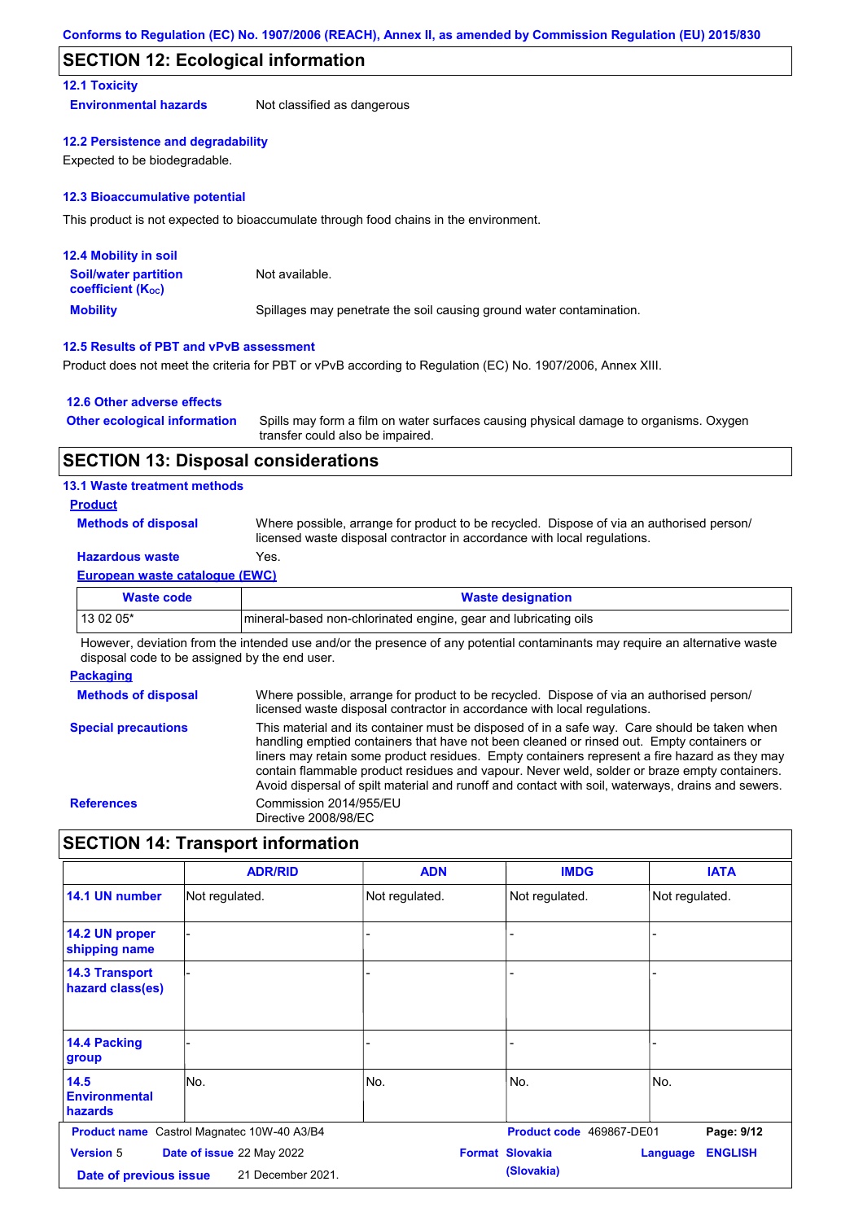## SECTION 12: Ecological information

### 12.1 Toxicity

**Environmental hazards** Not classified as dangerous

### 12.2 Persistence and degradability

Expected to be biodegradable.

### 12.3 Bioaccumulative potential

This product is not expected to bioaccumulate through food chains in the environment.

### 12.4 Mobility in soil

**Soil/water partition coefficient ($K_{OC}$)** Not available.

**Mobility** Spillages may penetrate the soil causing ground water contamination.

### 12.5 Results of PBT and vPvB assessment

Product does not meet the criteria for PBT or vPvB according to Regulation (EC) No. 1907/2006, Annex XIII.

### 12.6 Other adverse effects

**Other ecological information** Spills may form a film on water surfaces causing physical damage to organisms. Oxygen transfer could also be impaired.

## SECTION 13: Disposal considerations

### 13.1 Waste treatment methods

**Product**

**Methods of disposal** Where possible, arrange for product to be recycled. Dispose of via an authorised person/ licensed waste disposal contractor in accordance with local regulations.

**Hazardous waste** Yes.

**European waste catalogue (EWC)**

| Waste code | Waste designation |
|---|---|
| 13 02 05* | mineral-based non-chlorinated engine, gear and lubricating oils |

However, deviation from the intended use and/or the presence of any potential contaminants may require an alternative waste disposal code to be assigned by the end user.

**Packaging**

**Methods of disposal** Where possible, arrange for product to be recycled. Dispose of via an authorised person/ licensed waste disposal contractor in accordance with local regulations.

**Special precautions** This material and its container must be disposed of in a safe way. Care should be taken when handling emptied containers that have not been cleaned or rinsed out. Empty containers or liners may retain some product residues. Empty containers represent a fire hazard as they may contain flammable product residues and vapour. Never weld, solder or braze empty containers. Avoid dispersal of spilt material and runoff and contact with soil, waterways, drains and sewers.

**References** Commission 2014/955/EU
Directive 2008/98/EC

## SECTION 14: Transport information

| | ADR/RID | ADN | IMDG | IATA |
|---|---|---|---|---|
| 14.1 UN number | Not regulated. | Not regulated. | Not regulated. | Not regulated. |
| 14.2 UN proper shipping name | - | - | - | - |
| 14.3 Transport hazard class(es) | - | - | - | - |
| 14.4 Packing group | - | - | - | - |
| 14.5 Environmental hazards | No. | No. | No. | No. |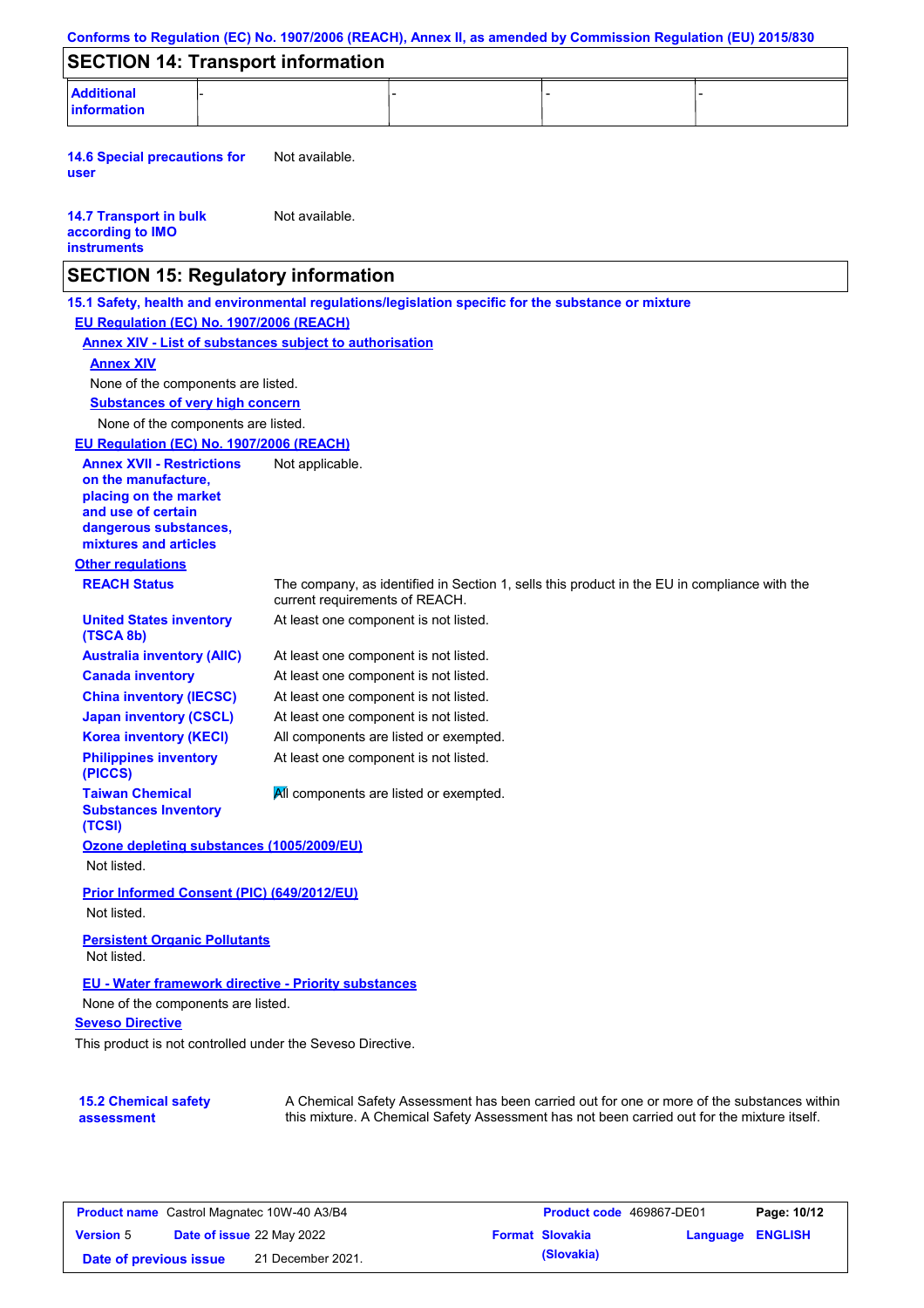## SECTION 14: Transport information

| Additional information | - | - | - | - |
|---|---|---|---|---|

**14.6 Special precautions for user** Not available.

**14.7 Transport in bulk according to IMO instruments** Not available.

## SECTION 15: Regulatory information

**15.1 Safety, health and environmental regulations/legislation specific for the substance or mixture**

**EU Regulation (EC) No. 1907/2006 (REACH)**

**Annex XIV - List of substances subject to authorisation**

**Annex XIV**

None of the components are listed.

**Substances of very high concern**

None of the components are listed.

**EU Regulation (EC) No. 1907/2006 (REACH)**

**Annex XVII - Restrictions on the manufacture, placing on the market and use of certain dangerous substances, mixtures and articles** Not applicable.

**Other regulations**

**REACH Status** The company, as identified in Section 1, sells this product in the EU in compliance with the current requirements of REACH.

**United States inventory (TSCA 8b)** At least one component is not listed.

**Australia inventory (AIIC)** At least one component is not listed.

**Canada inventory** At least one component is not listed.

**China inventory (IECSC)** At least one component is not listed.

**Japan inventory (CSCL)** At least one component is not listed.

**Korea inventory (KECI)** All components are listed or exempted.

**Philippines inventory (PICCS)** At least one component is not listed.

**Taiwan Chemical Substances Inventory (TCSI)** All components are listed or exempted.

**Ozone depleting substances (1005/2009/EU)**

Not listed.

**Prior Informed Consent (PIC) (649/2012/EU)**

Not listed.

**Persistent Organic Pollutants**

Not listed.

**EU - Water framework directive - Priority substances**

None of the components are listed.

**Seveso Directive**

This product is not controlled under the Seveso Directive.

**15.2 Chemical safety assessment** A Chemical Safety Assessment has been carried out for one or more of the substances within this mixture. A Chemical Safety Assessment has not been carried out for the mixture itself.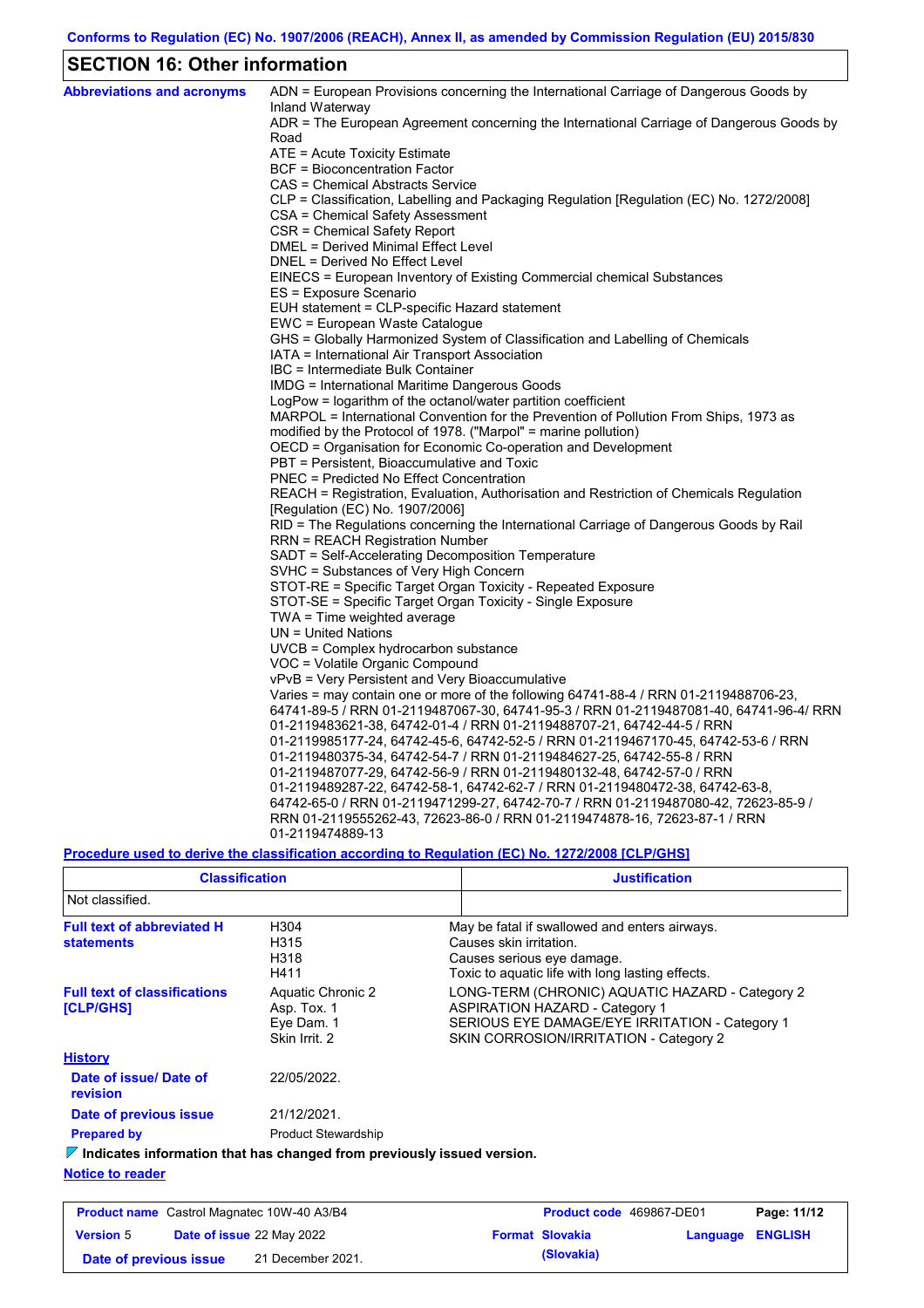Conforms to Regulation (EC) No. 1907/2006 (REACH), Annex II, as amended by Commission Regulation (EU) 2015/830

## SECTION 16: Other information

**Abbreviations and acronyms**

ADN = European Provisions concerning the International Carriage of Dangerous Goods by Inland Waterway
ADR = The European Agreement concerning the International Carriage of Dangerous Goods by Road
ATE = Acute Toxicity Estimate
BCF = Bioconcentration Factor
CAS = Chemical Abstracts Service
CLP = Classification, Labelling and Packaging Regulation [Regulation (EC) No. 1272/2008]
CSA = Chemical Safety Assessment
CSR = Chemical Safety Report
DMEL = Derived Minimal Effect Level
DNEL = Derived No Effect Level
EINECS = European Inventory of Existing Commercial chemical Substances
ES = Exposure Scenario
EUH statement = CLP-specific Hazard statement
EWC = European Waste Catalogue
GHS = Globally Harmonized System of Classification and Labelling of Chemicals
IATA = International Air Transport Association
IBC = Intermediate Bulk Container
IMDG = International Maritime Dangerous Goods
LogPow = logarithm of the octanol/water partition coefficient
MARPOL = International Convention for the Prevention of Pollution From Ships, 1973 as modified by the Protocol of 1978. ("Marpol" = marine pollution)
OECD = Organisation for Economic Co-operation and Development
PBT = Persistent, Bioaccumulative and Toxic
PNEC = Predicted No Effect Concentration
REACH = Registration, Evaluation, Authorisation and Restriction of Chemicals Regulation [Regulation (EC) No. 1907/2006]
RID = The Regulations concerning the International Carriage of Dangerous Goods by Rail
RRN = REACH Registration Number
SADT = Self-Accelerating Decomposition Temperature
SVHC = Substances of Very High Concern
STOT-RE = Specific Target Organ Toxicity - Repeated Exposure
STOT-SE = Specific Target Organ Toxicity - Single Exposure
TWA = Time weighted average
UN = United Nations
UVCB = Complex hydrocarbon substance
VOC = Volatile Organic Compound
vPvB = Very Persistent and Very Bioaccumulative
Varies = may contain one or more of the following 64741-88-4 / RRN 01-2119488706-23, 64741-89-5 / RRN 01-2119487067-30, 64741-95-3 / RRN 01-2119487081-40, 64741-96-4/ RRN 01-2119483621-38, 64742-01-4 / RRN 01-2119488707-21, 64742-44-5 / RRN 01-2119985177-24, 64742-45-6, 64742-52-5 / RRN 01-2119467170-45, 64742-53-6 / RRN 01-2119480375-34, 64742-54-7 / RRN 01-2119484627-25, 64742-55-8 / RRN 01-2119487077-29, 64742-56-9 / RRN 01-2119480132-48, 64742-57-0 / RRN 01-2119489287-22, 64742-58-1, 64742-62-7 / RRN 01-2119480472-38, 64742-63-8, 64742-65-0 / RRN 01-2119471299-27, 64742-70-7 / RRN 01-2119487080-42, 72623-85-9 / RRN 01-2119555262-43, 72623-86-0 / RRN 01-2119474878-16, 72623-87-1 / RRN 01-2119474889-13

**Procedure used to derive the classification according to Regulation (EC) No. 1272/2008 [CLP/GHS]**

| Classification | Justification |
|---|---|
| Not classified. | |

**Full text of abbreviated H statements**

| | |
|---|---|
| H304 | May be fatal if swallowed and enters airways. |
| H315 | Causes skin irritation. |
| H318 | Causes serious eye damage. |
| H411 | Toxic to aquatic life with long lasting effects. |

**Full text of classifications [CLP/GHS]**

| | |
|---|---|
| Aquatic Chronic 2 | LONG-TERM (CHRONIC) AQUATIC HAZARD - Category 2 |
| Asp. Tox. 1 | ASPIRATION HAZARD - Category 1 |
| Eye Dam. 1 | SERIOUS EYE DAMAGE/EYE IRRITATION - Category 1 |
| Skin Irrit. 2 | SKIN CORROSION/IRRITATION - Category 2 |

**History**

**Date of issue/ Date of revision:** 22/05/2022.

**Date of previous issue:** 21/12/2021.

**Prepared by:** Product Stewardship

**Indicates information that has changed from previously issued version.**

**Notice to reader**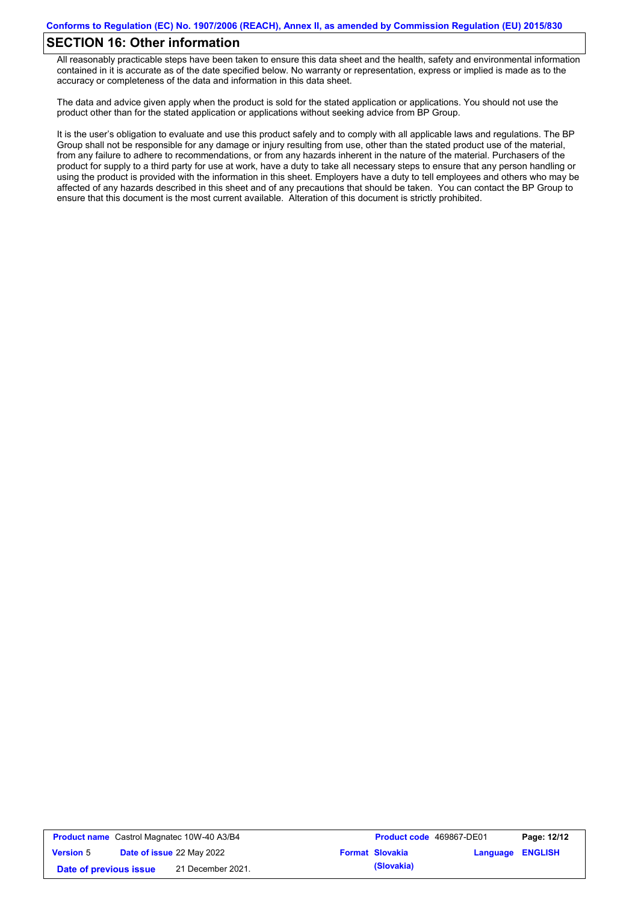## SECTION 16: Other information

All reasonably practicable steps have been taken to ensure this data sheet and the health, safety and environmental information contained in it is accurate as of the date specified below. No warranty or representation, express or implied is made as to the accuracy or completeness of the data and information in this data sheet.

The data and advice given apply when the product is sold for the stated application or applications. You should not use the product other than for the stated application or applications without seeking advice from BP Group.

It is the user's obligation to evaluate and use this product safely and to comply with all applicable laws and regulations. The BP Group shall not be responsible for any damage or injury resulting from use, other than the stated product use of the material, from any failure to adhere to recommendations, or from any hazards inherent in the nature of the material. Purchasers of the product for supply to a third party for use at work, have a duty to take all necessary steps to ensure that any person handling or using the product is provided with the information in this sheet. Employers have a duty to tell employees and others who may be affected of any hazards described in this sheet and of any precautions that should be taken. You can contact the BP Group to ensure that this document is the most current available. Alteration of this document is strictly prohibited.